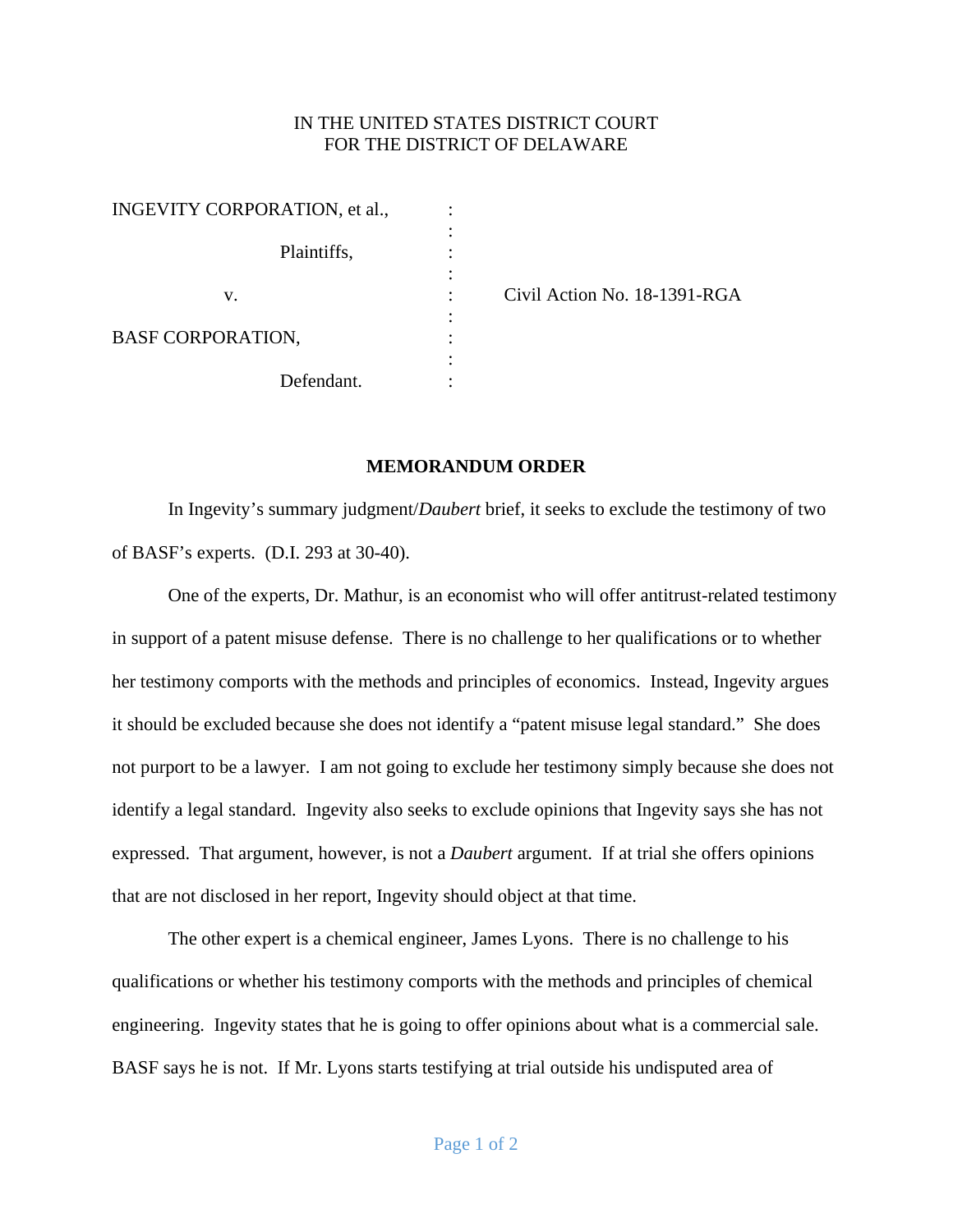IN THE UNITED STATES DISTRICT COURT
FOR THE DISTRICT OF DELAWARE

| | | |
|---|---|---|
| INGEVITY CORPORATION, et al., | : | |
| Plaintiffs, | : | |
| v. | : | Civil Action No. 18-1391-RGA |
| BASF CORPORATION, | : | |
| Defendant. | : | |

**MEMORANDUM ORDER**

In Ingevity's summary judgment/*Daubert* brief, it seeks to exclude the testimony of two of BASF's experts. (D.I. 293 at 30-40).

One of the experts, Dr. Mathur, is an economist who will offer antitrust-related testimony in support of a patent misuse defense. There is no challenge to her qualifications or to whether her testimony comports with the methods and principles of economics. Instead, Ingevity argues it should be excluded because she does not identify a "patent misuse legal standard." She does not purport to be a lawyer. I am not going to exclude her testimony simply because she does not identify a legal standard. Ingevity also seeks to exclude opinions that Ingevity says she has not expressed. That argument, however, is not a *Daubert* argument. If at trial she offers opinions that are not disclosed in her report, Ingevity should object at that time.

The other expert is a chemical engineer, James Lyons. There is no challenge to his qualifications or whether his testimony comports with the methods and principles of chemical engineering. Ingevity states that he is going to offer opinions about what is a commercial sale. BASF says he is not. If Mr. Lyons starts testifying at trial outside his undisputed area of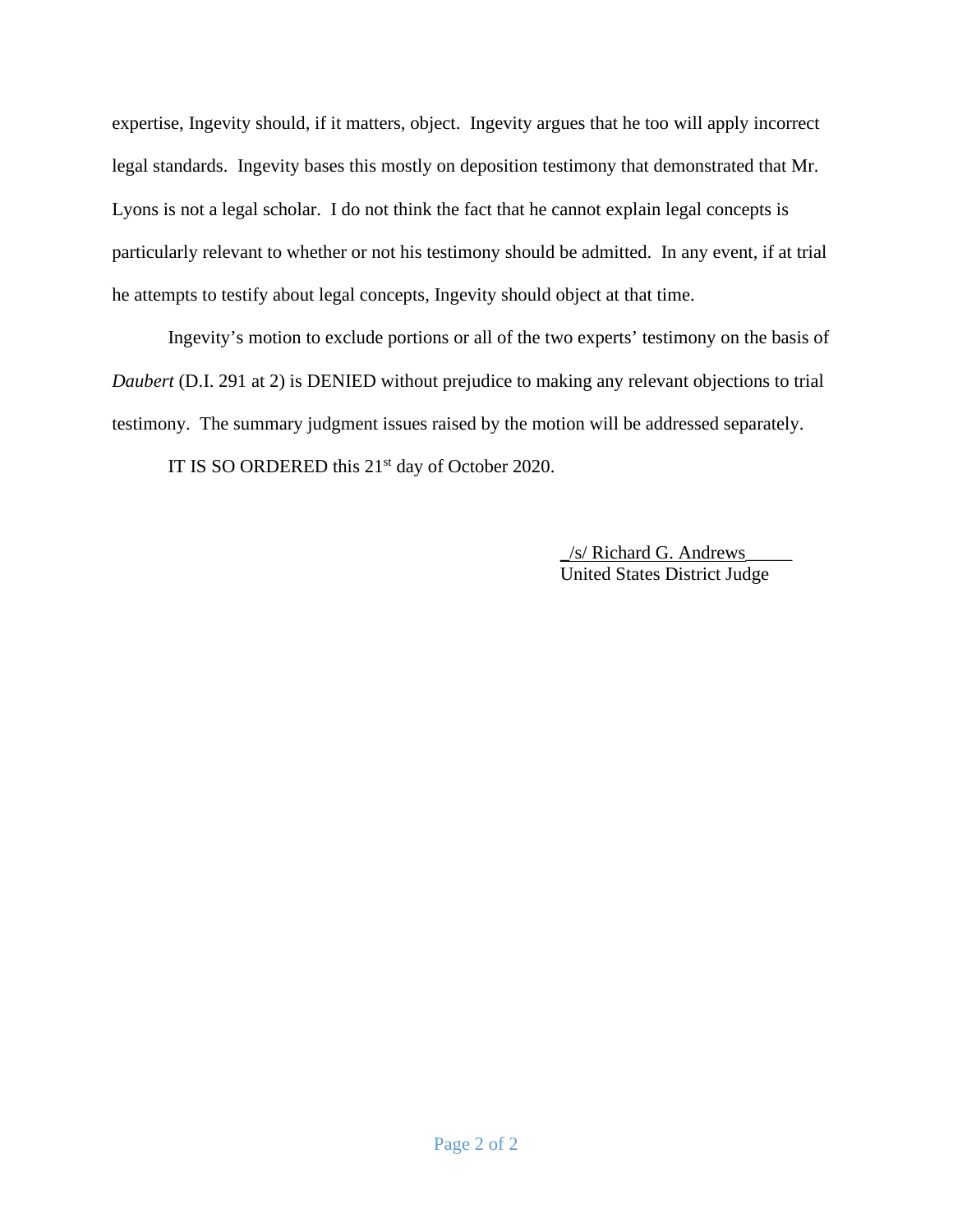expertise, Ingevity should, if it matters, object. Ingevity argues that he too will apply incorrect legal standards. Ingevity bases this mostly on deposition testimony that demonstrated that Mr. Lyons is not a legal scholar. I do not think the fact that he cannot explain legal concepts is particularly relevant to whether or not his testimony should be admitted. In any event, if at trial he attempts to testify about legal concepts, Ingevity should object at that time.

Ingevity's motion to exclude portions or all of the two experts' testimony on the basis of *Daubert* (D.I. 291 at 2) is DENIED without prejudice to making any relevant objections to trial testimony. The summary judgment issues raised by the motion will be addressed separately.

IT IS SO ORDERED this 21st day of October 2020.

/s/ Richard G. Andrews
United States District Judge